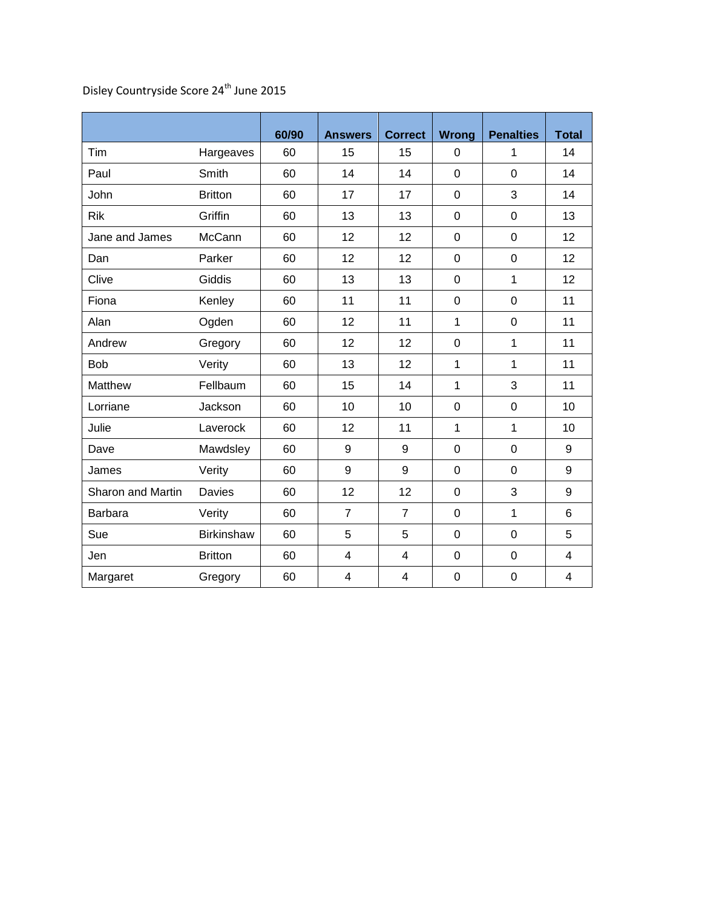Disley Countryside Score 24th June 2015

| | | 60/90 | Answers | Correct | Wrong | Penalties | Total |
|---|---|---|---|---|---|---|---|
| Tim | Hargeaves | 60 | 15 | 15 | 0 | 1 | 14 |
| Paul | Smith | 60 | 14 | 14 | 0 | 0 | 14 |
| John | Britton | 60 | 17 | 17 | 0 | 3 | 14 |
| Rik | Griffin | 60 | 13 | 13 | 0 | 0 | 13 |
| Jane and James | McCann | 60 | 12 | 12 | 0 | 0 | 12 |
| Dan | Parker | 60 | 12 | 12 | 0 | 0 | 12 |
| Clive | Giddis | 60 | 13 | 13 | 0 | 1 | 12 |
| Fiona | Kenley | 60 | 11 | 11 | 0 | 0 | 11 |
| Alan | Ogden | 60 | 12 | 11 | 1 | 0 | 11 |
| Andrew | Gregory | 60 | 12 | 12 | 0 | 1 | 11 |
| Bob | Verity | 60 | 13 | 12 | 1 | 1 | 11 |
| Matthew | Fellbaum | 60 | 15 | 14 | 1 | 3 | 11 |
| Lorriane | Jackson | 60 | 10 | 10 | 0 | 0 | 10 |
| Julie | Laverock | 60 | 12 | 11 | 1 | 1 | 10 |
| Dave | Mawdsley | 60 | 9 | 9 | 0 | 0 | 9 |
| James | Verity | 60 | 9 | 9 | 0 | 0 | 9 |
| Sharon and Martin | Davies | 60 | 12 | 12 | 0 | 3 | 9 |
| Barbara | Verity | 60 | 7 | 7 | 0 | 1 | 6 |
| Sue | Birkinshaw | 60 | 5 | 5 | 0 | 0 | 5 |
| Jen | Britton | 60 | 4 | 4 | 0 | 0 | 4 |
| Margaret | Gregory | 60 | 4 | 4 | 0 | 0 | 4 |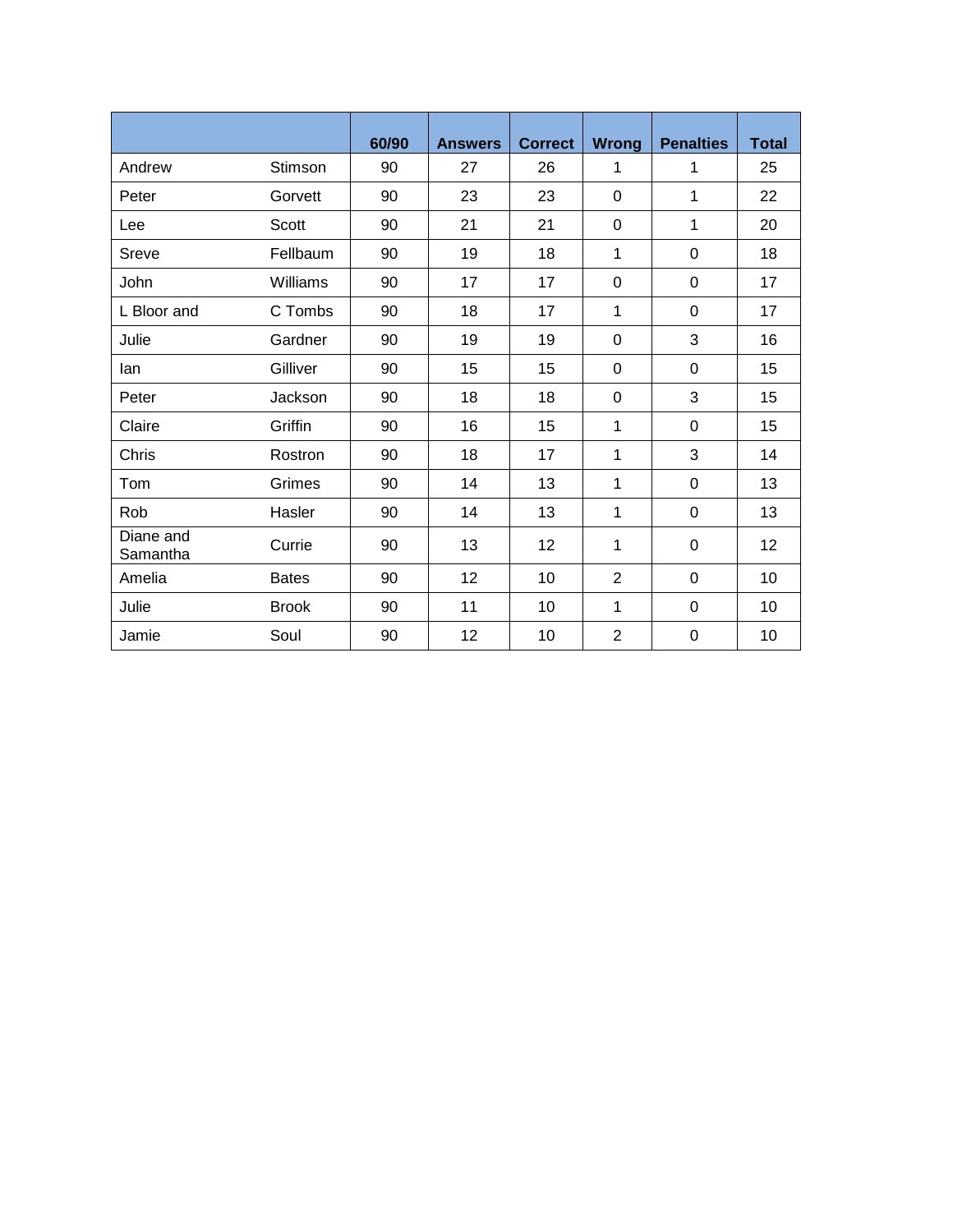| | | 60/90 | Answers | Correct | Wrong | Penalties | Total |
|---|---|---|---|---|---|---|---|
| Andrew | Stimson | 90 | 27 | 26 | 1 | 1 | 25 |
| Peter | Gorvett | 90 | 23 | 23 | 0 | 1 | 22 |
| Lee | Scott | 90 | 21 | 21 | 0 | 1 | 20 |
| Sreve | Fellbaum | 90 | 19 | 18 | 1 | 0 | 18 |
| John | Williams | 90 | 17 | 17 | 0 | 0 | 17 |
| L Bloor and | C Tombs | 90 | 18 | 17 | 1 | 0 | 17 |
| Julie | Gardner | 90 | 19 | 19 | 0 | 3 | 16 |
| Ian | Gilliver | 90 | 15 | 15 | 0 | 0 | 15 |
| Peter | Jackson | 90 | 18 | 18 | 0 | 3 | 15 |
| Claire | Griffin | 90 | 16 | 15 | 1 | 0 | 15 |
| Chris | Rostron | 90 | 18 | 17 | 1 | 3 | 14 |
| Tom | Grimes | 90 | 14 | 13 | 1 | 0 | 13 |
| Rob | Hasler | 90 | 14 | 13 | 1 | 0 | 13 |
| Diane and Samantha | Currie | 90 | 13 | 12 | 1 | 0 | 12 |
| Amelia | Bates | 90 | 12 | 10 | 2 | 0 | 10 |
| Julie | Brook | 90 | 11 | 10 | 1 | 0 | 10 |
| Jamie | Soul | 90 | 12 | 10 | 2 | 0 | 10 |